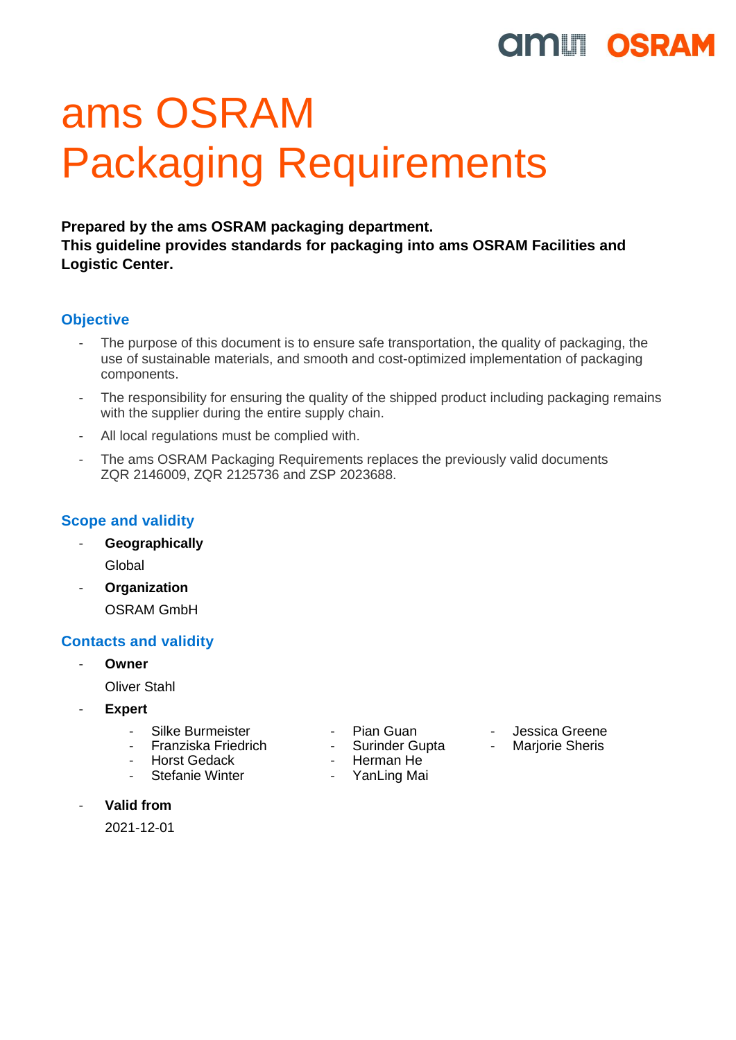# ams OSRAM
# Packaging Requirements

**Prepared by the ams OSRAM packaging department.**
**This guideline provides standards for packaging into ams OSRAM Facilities and Logistic Center.**

## Objective

- The purpose of this document is to ensure safe transportation, the quality of packaging, the use of sustainable materials, and smooth and cost-optimized implementation of packaging components.
- The responsibility for ensuring the quality of the shipped product including packaging remains with the supplier during the entire supply chain.
- All local regulations must be complied with.
- The ams OSRAM Packaging Requirements replaces the previously valid documents ZQR 2146009, ZQR 2125736 and ZSP 2023688.

## Scope and validity

- **Geographically**

  Global
- **Organization**

  OSRAM GmbH

## Contacts and validity

- **Owner**

  Oliver Stahl
- **Expert**
  - Silke Burmeister
  - Franziska Friedrich
  - Horst Gedack
  - Stefanie Winter
  - Pian Guan
  - Surinder Gupta
  - Herman He
  - YanLing Mai
  - Jessica Greene
  - Marjorie Sheris
- **Valid from**

  2021-12-01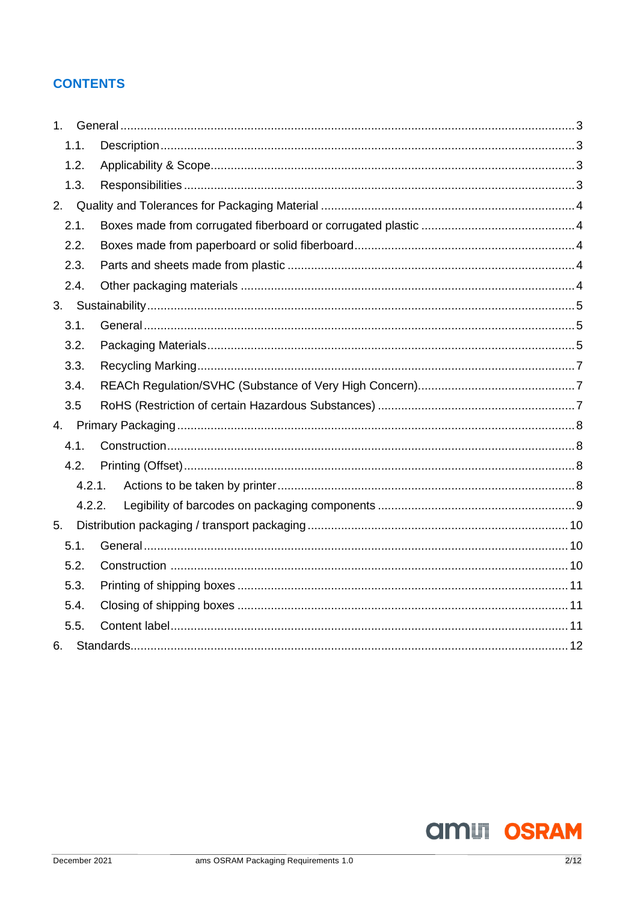## CONTENTS

1. General ........................................................................................................................ 3
   - 1.1. Description ........................................................................................................... 3
   - 1.2. Applicability & Scope ........................................................................................... 3
   - 1.3. Responsibilities .................................................................................................... 3
2. Quality and Tolerances for Packaging Material ............................................................ 4
   - 2.1. Boxes made from corrugated fiberboard or corrugated plastic ............................. 4
   - 2.2. Boxes made from paperboard or solid fiberboard ................................................. 4
   - 2.3. Parts and sheets made from plastic ..................................................................... 4
   - 2.4. Other packaging materials ................................................................................... 4
3. Sustainability ................................................................................................................ 5
   - 3.1. General ................................................................................................................ 5
   - 3.2. Packaging Materials ............................................................................................. 5
   - 3.3. Recycling Marking ................................................................................................ 7
   - 3.4. REACh Regulation/SVHC (Substance of Very High Concern) ............................... 7
   - 3.5 RoHS (Restriction of certain Hazardous Substances) ............................................ 7
4. Primary Packaging ........................................................................................................ 8
   - 4.1. Construction ......................................................................................................... 8
   - 4.2. Printing (Offset) .................................................................................................... 8
     - 4.2.1. Actions to be taken by printer ........................................................................ 8
     - 4.2.2. Legibility of barcodes on packaging components .......................................... 9
5. Distribution packaging / transport packaging ............................................................... 10
   - 5.1. General ................................................................................................................ 10
   - 5.2. Construction ........................................................................................................ 10
   - 5.3. Printing of shipping boxes ................................................................................... 11
   - 5.4. Closing of shipping boxes .................................................................................... 11
   - 5.5. Content label ....................................................................................................... 11
6. Standards ..................................................................................................................... 12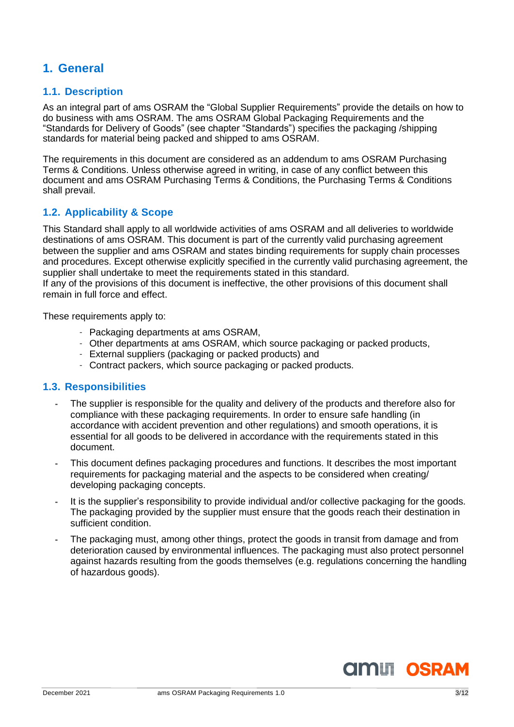# 1. General

## 1.1. Description

As an integral part of ams OSRAM the "Global Supplier Requirements" provide the details on how to do business with ams OSRAM. The ams OSRAM Global Packaging Requirements and the "Standards for Delivery of Goods" (see chapter "Standards") specifies the packaging /shipping standards for material being packed and shipped to ams OSRAM.

The requirements in this document are considered as an addendum to ams OSRAM Purchasing Terms & Conditions. Unless otherwise agreed in writing, in case of any conflict between this document and ams OSRAM Purchasing Terms & Conditions, the Purchasing Terms & Conditions shall prevail.

## 1.2. Applicability & Scope

This Standard shall apply to all worldwide activities of ams OSRAM and all deliveries to worldwide destinations of ams OSRAM. This document is part of the currently valid purchasing agreement between the supplier and ams OSRAM and states binding requirements for supply chain processes and procedures. Except otherwise explicitly specified in the currently valid purchasing agreement, the supplier shall undertake to meet the requirements stated in this standard.
If any of the provisions of this document is ineffective, the other provisions of this document shall remain in full force and effect.

These requirements apply to:

- Packaging departments at ams OSRAM,
- Other departments at ams OSRAM, which source packaging or packed products,
- External suppliers (packaging or packed products) and
- Contract packers, which source packaging or packed products.

## 1.3. Responsibilities

- The supplier is responsible for the quality and delivery of the products and therefore also for compliance with these packaging requirements. In order to ensure safe handling (in accordance with accident prevention and other regulations) and smooth operations, it is essential for all goods to be delivered in accordance with the requirements stated in this document.
- This document defines packaging procedures and functions. It describes the most important requirements for packaging material and the aspects to be considered when creating/ developing packaging concepts.
- It is the supplier's responsibility to provide individual and/or collective packaging for the goods. The packaging provided by the supplier must ensure that the goods reach their destination in sufficient condition.
- The packaging must, among other things, protect the goods in transit from damage and from deterioration caused by environmental influences. The packaging must also protect personnel against hazards resulting from the goods themselves (e.g. regulations concerning the handling of hazardous goods).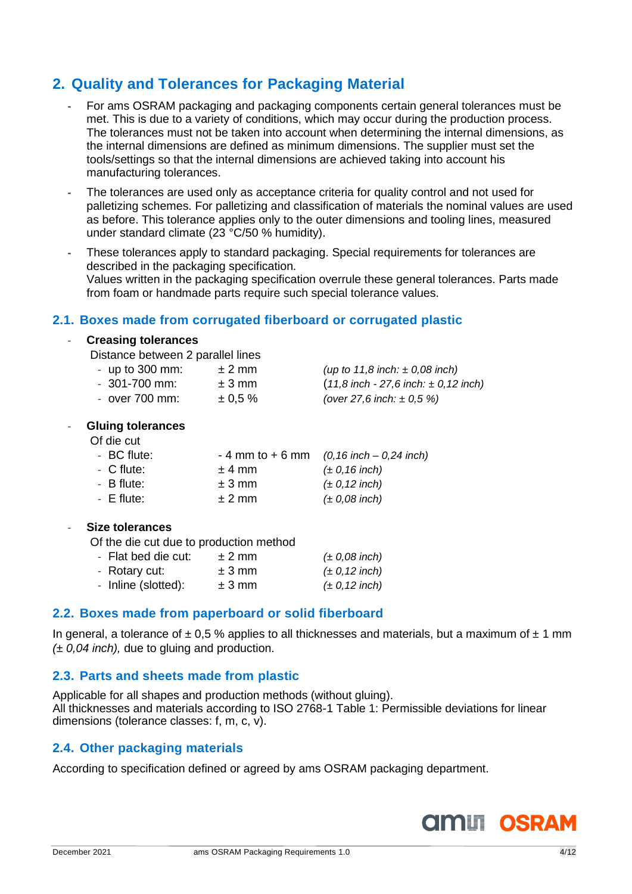## 2. Quality and Tolerances for Packaging Material

- For ams OSRAM packaging and packaging components certain general tolerances must be met. This is due to a variety of conditions, which may occur during the production process. The tolerances must not be taken into account when determining the internal dimensions, as the internal dimensions are defined as minimum dimensions. The supplier must set the tools/settings so that the internal dimensions are achieved taking into account his manufacturing tolerances.
- The tolerances are used only as acceptance criteria for quality control and not used for palletizing schemes. For palletizing and classification of materials the nominal values are used as before. This tolerance applies only to the outer dimensions and tooling lines, measured under standard climate (23 °C/50 % humidity).
- These tolerances apply to standard packaging. Special requirements for tolerances are described in the packaging specification.
  Values written in the packaging specification overrule these general tolerances. Parts made from foam or handmade parts require such special tolerance values.

### 2.1. Boxes made from corrugated fiberboard or corrugated plastic

- **Creasing tolerances**
  Distance between 2 parallel lines
  - up to 300 mm: ± 2 mm *(up to 11,8 inch: ± 0,08 inch)*
  - 301-700 mm: ± 3 mm *(11,8 inch - 27,6 inch: ± 0,12 inch)*
  - over 700 mm: ± 0,5 % *(over 27,6 inch: ± 0,5 %)*

- **Gluing tolerances**
  Of die cut
  - BC flute: - 4 mm to + 6 mm *(0,16 inch – 0,24 inch)*
  - C flute: ± 4 mm *(± 0,16 inch)*
  - B flute: ± 3 mm *(± 0,12 inch)*
  - E flute: ± 2 mm *(± 0,08 inch)*

- **Size tolerances**
  Of the die cut due to production method
  - Flat bed die cut: ± 2 mm *(± 0,08 inch)*
  - Rotary cut: ± 3 mm *(± 0,12 inch)*
  - Inline (slotted): ± 3 mm *(± 0,12 inch)*

### 2.2. Boxes made from paperboard or solid fiberboard

In general, a tolerance of ± 0,5 % applies to all thicknesses and materials, but a maximum of ± 1 mm *(± 0,04 inch),* due to gluing and production.

### 2.3. Parts and sheets made from plastic

Applicable for all shapes and production methods (without gluing).
All thicknesses and materials according to ISO 2768-1 Table 1: Permissible deviations for linear dimensions (tolerance classes: f, m, c, v).

### 2.4. Other packaging materials

According to specification defined or agreed by ams OSRAM packaging department.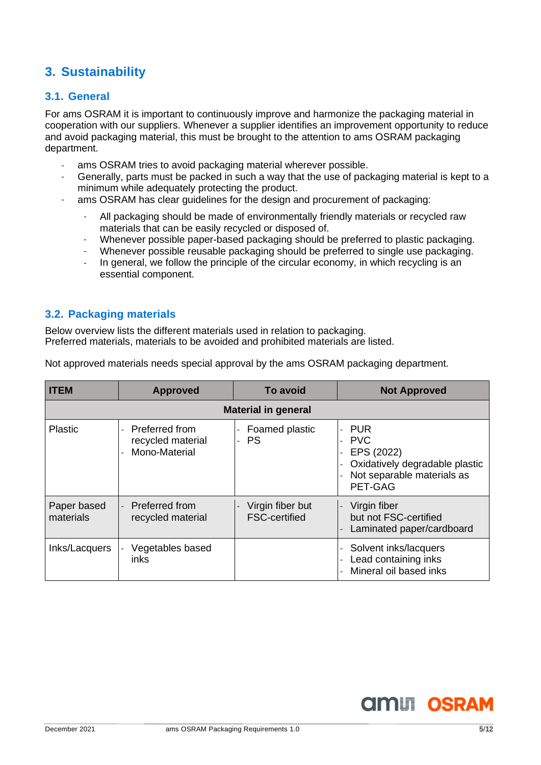# 3. Sustainability

## 3.1. General

For ams OSRAM it is important to continuously improve and harmonize the packaging material in cooperation with our suppliers. Whenever a supplier identifies an improvement opportunity to reduce and avoid packaging material, this must be brought to the attention to ams OSRAM packaging department.

- ams OSRAM tries to avoid packaging material wherever possible.
- Generally, parts must be packed in such a way that the use of packaging material is kept to a minimum while adequately protecting the product.
- ams OSRAM has clear guidelines for the design and procurement of packaging:
    - All packaging should be made of environmentally friendly materials or recycled raw materials that can be easily recycled or disposed of.
    - Whenever possible paper-based packaging should be preferred to plastic packaging.
    - Whenever possible reusable packaging should be preferred to single use packaging.
    - In general, we follow the principle of the circular economy, in which recycling is an essential component.

## 3.2. Packaging materials

Below overview lists the different materials used in relation to packaging.
Preferred materials, materials to be avoided and prohibited materials are listed.

Not approved materials needs special approval by the ams OSRAM packaging department.

| ITEM | Approved | To avoid | Not Approved |
|---|---|---|---|
| **Material in general** | | | |
| Plastic | - Preferred from recycled material<br>- Mono-Material | - Foamed plastic<br>- PS | - PUR<br>- PVC<br>- EPS (2022)<br>- Oxidatively degradable plastic<br>- Not separable materials as PET-GAG |
| Paper based materials | - Preferred from recycled material | - Virgin fiber but FSC-certified | - Virgin fiber but not FSC-certified<br>- Laminated paper/cardboard |
| Inks/Lacquers | - Vegetables based inks | | - Solvent inks/lacquers<br>- Lead containing inks<br>- Mineral oil based inks |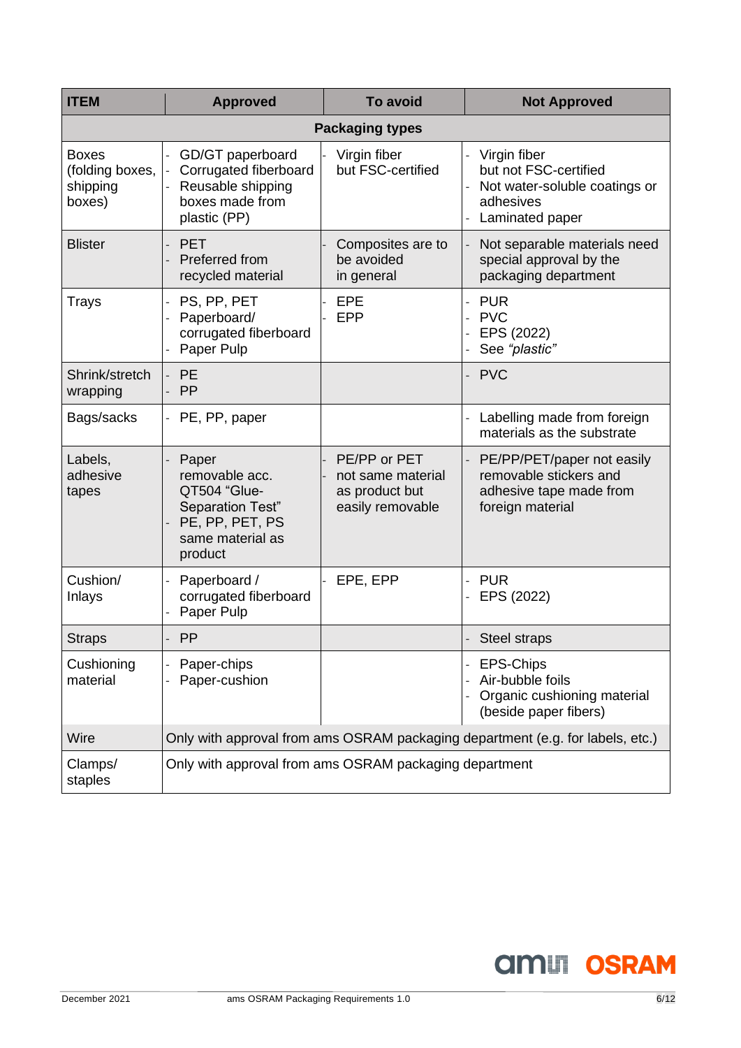| ITEM | Approved | To avoid | Not Approved |
|---|---|---|---|
| **Packaging types** | | | |
| Boxes (folding boxes, shipping boxes) | - GD/GT paperboard<br>- Corrugated fiberboard<br>- Reusable shipping boxes made from plastic (PP) | - Virgin fiber but FSC-certified | - Virgin fiber but not FSC-certified<br>- Not water-soluble coatings or adhesives<br>- Laminated paper |
| Blister | - PET<br>- Preferred from recycled material | - Composites are to be avoided in general | - Not separable materials need special approval by the packaging department |
| Trays | - PS, PP, PET<br>- Paperboard/ corrugated fiberboard<br>- Paper Pulp | - EPE<br>- EPP | - PUR<br>- PVC<br>- EPS (2022)<br>- See *"plastic"* |
| Shrink/stretch wrapping | - PE<br>- PP | | - PVC |
| Bags/sacks | - PE, PP, paper | | - Labelling made from foreign materials as the substrate |
| Labels, adhesive tapes | - Paper removable acc. QT504 "Glue-Separation Test"<br>- PE, PP, PET, PS same material as product | - PE/PP or PET<br>- not same material as product but easily removable | - PE/PP/PET/paper not easily removable stickers and adhesive tape made from foreign material |
| Cushion/ Inlays | - Paperboard / corrugated fiberboard<br>- Paper Pulp | - EPE, EPP | - PUR<br>- EPS (2022) |
| Straps | - PP | | - Steel straps |
| Cushioning material | - Paper-chips<br>- Paper-cushion | | - EPS-Chips<br>- Air-bubble foils<br>- Organic cushioning material (beside paper fibers) |
| Wire | Only with approval from ams OSRAM packaging department (e.g. for labels, etc.) | | |
| Clamps/ staples | Only with approval from ams OSRAM packaging department | | |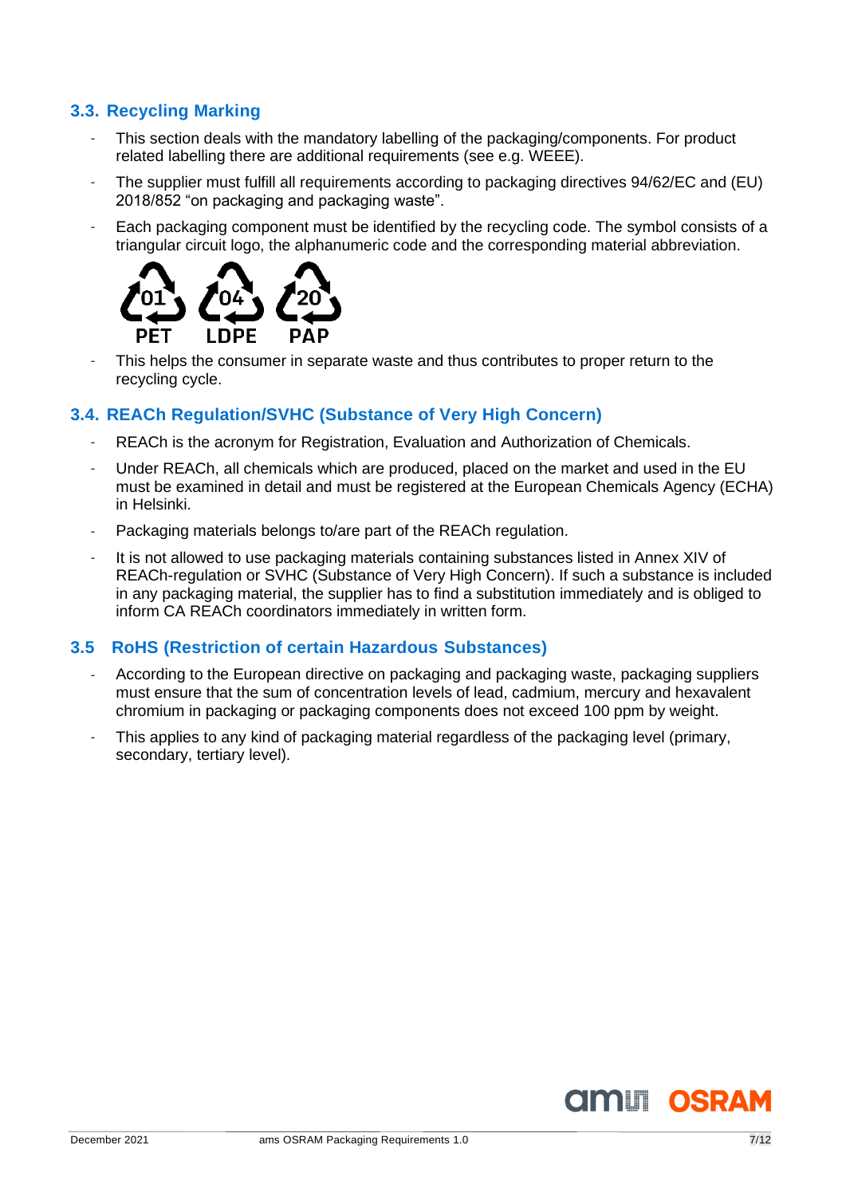### 3.3. Recycling Marking

- This section deals with the mandatory labelling of the packaging/components. For product related labelling there are additional requirements (see e.g. WEEE).
- The supplier must fulfill all requirements according to packaging directives 94/62/EC and (EU) 2018/852 “on packaging and packaging waste”.
- Each packaging component must be identified by the recycling code. The symbol consists of a triangular circuit logo, the alphanumeric code and the corresponding material abbreviation.

01 PET 04 LDPE 20 PAP

- This helps the consumer in separate waste and thus contributes to proper return to the recycling cycle.

### 3.4. REACh Regulation/SVHC (Substance of Very High Concern)

- REACh is the acronym for Registration, Evaluation and Authorization of Chemicals.
- Under REACh, all chemicals which are produced, placed on the market and used in the EU must be examined in detail and must be registered at the European Chemicals Agency (ECHA) in Helsinki.
- Packaging materials belongs to/are part of the REACh regulation.
- It is not allowed to use packaging materials containing substances listed in Annex XIV of REACh-regulation or SVHC (Substance of Very High Concern). If such a substance is included in any packaging material, the supplier has to find a substitution immediately and is obliged to inform CA REACh coordinators immediately in written form.

### 3.5 RoHS (Restriction of certain Hazardous Substances)

- According to the European directive on packaging and packaging waste, packaging suppliers must ensure that the sum of concentration levels of lead, cadmium, mercury and hexavalent chromium in packaging or packaging components does not exceed 100 ppm by weight.
- This applies to any kind of packaging material regardless of the packaging level (primary, secondary, tertiary level).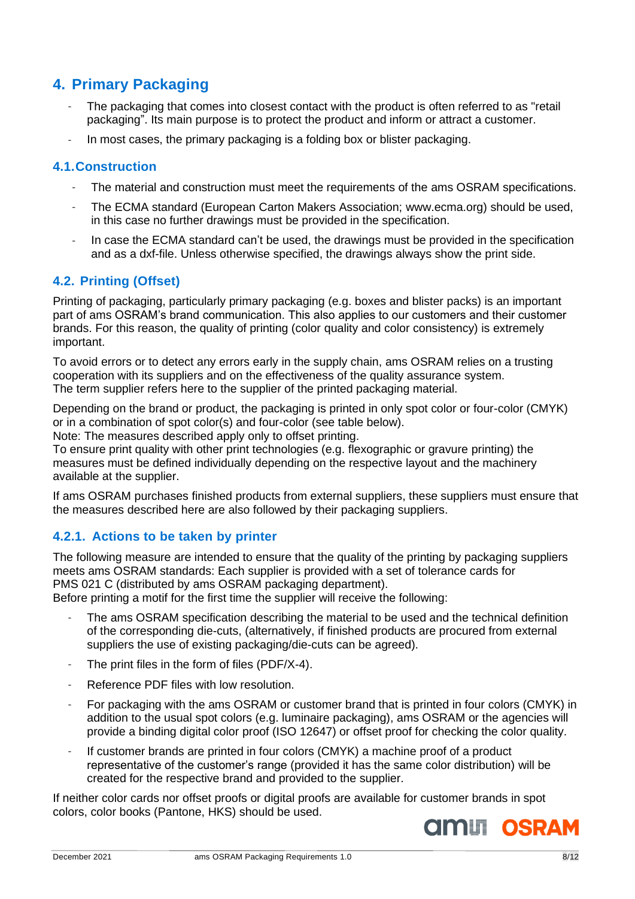## 4. Primary Packaging

- The packaging that comes into closest contact with the product is often referred to as "retail packaging". Its main purpose is to protect the product and inform or attract a customer.
- In most cases, the primary packaging is a folding box or blister packaging.

### 4.1.Construction

- The material and construction must meet the requirements of the ams OSRAM specifications.
- The ECMA standard (European Carton Makers Association; www.ecma.org) should be used, in this case no further drawings must be provided in the specification.
- In case the ECMA standard can't be used, the drawings must be provided in the specification and as a dxf-file. Unless otherwise specified, the drawings always show the print side.

### 4.2. Printing (Offset)

Printing of packaging, particularly primary packaging (e.g. boxes and blister packs) is an important part of ams OSRAM's brand communication. This also applies to our customers and their customer brands. For this reason, the quality of printing (color quality and color consistency) is extremely important.

To avoid errors or to detect any errors early in the supply chain, ams OSRAM relies on a trusting cooperation with its suppliers and on the effectiveness of the quality assurance system.
The term supplier refers here to the supplier of the printed packaging material.

Depending on the brand or product, the packaging is printed in only spot color or four-color (CMYK) or in a combination of spot color(s) and four-color (see table below).
Note: The measures described apply only to offset printing.
To ensure print quality with other print technologies (e.g. flexographic or gravure printing) the measures must be defined individually depending on the respective layout and the machinery available at the supplier.

If ams OSRAM purchases finished products from external suppliers, these suppliers must ensure that the measures described here are also followed by their packaging suppliers.

#### 4.2.1. Actions to be taken by printer

The following measure are intended to ensure that the quality of the printing by packaging suppliers meets ams OSRAM standards: Each supplier is provided with a set of tolerance cards for PMS 021 C (distributed by ams OSRAM packaging department).
Before printing a motif for the first time the supplier will receive the following:

- The ams OSRAM specification describing the material to be used and the technical definition of the corresponding die-cuts, (alternatively, if finished products are procured from external suppliers the use of existing packaging/die-cuts can be agreed).
- The print files in the form of files (PDF/X-4).
- Reference PDF files with low resolution.
- For packaging with the ams OSRAM or customer brand that is printed in four colors (CMYK) in addition to the usual spot colors (e.g. luminaire packaging), ams OSRAM or the agencies will provide a binding digital color proof (ISO 12647) or offset proof for checking the color quality.
- If customer brands are printed in four colors (CMYK) a machine proof of a product representative of the customer's range (provided it has the same color distribution) will be created for the respective brand and provided to the supplier.

If neither color cards nor offset proofs or digital proofs are available for customer brands in spot colors, color books (Pantone, HKS) should be used.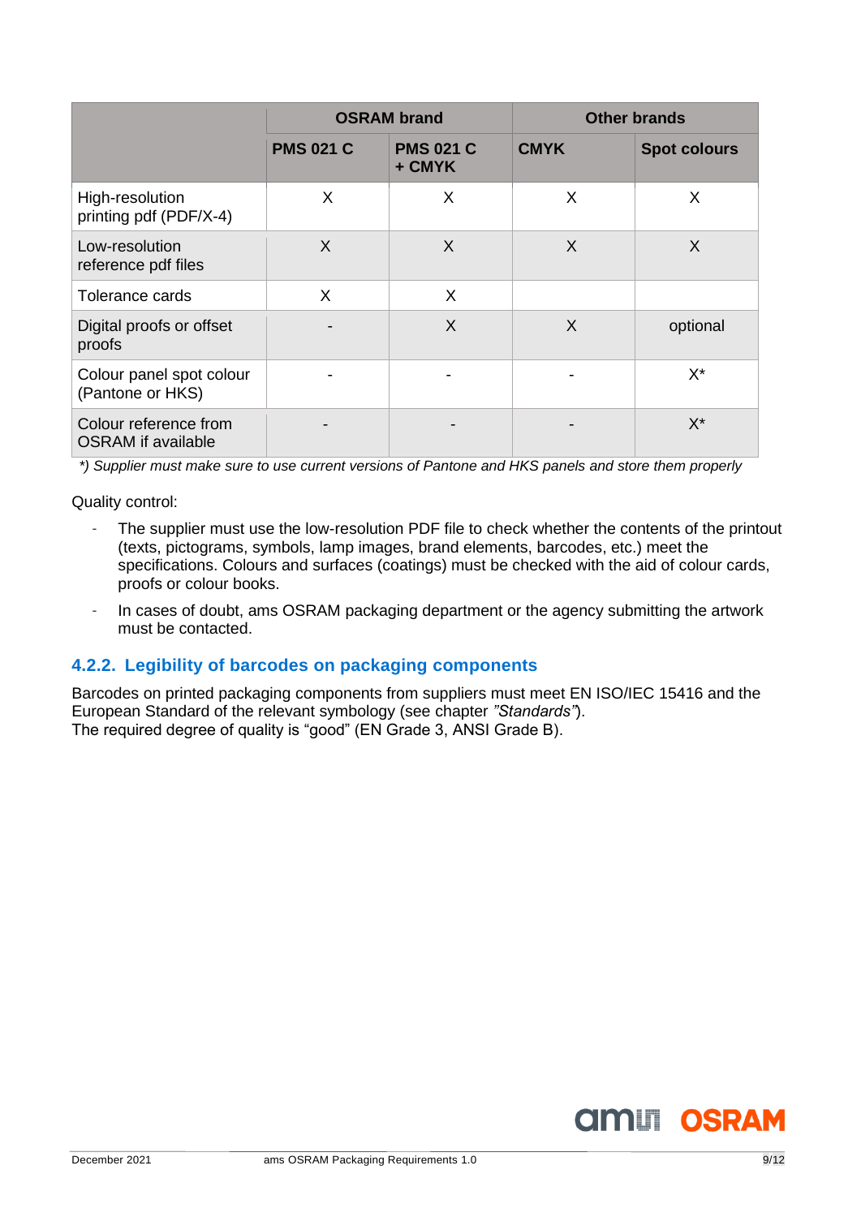| | OSRAM brand | | Other brands | |
|---|---|---|---|---|
| | **PMS 021 C** | **PMS 021 C + CMYK** | **CMYK** | **Spot colours** |
| High-resolution printing pdf (PDF/X-4) | X | X | X | X |
| Low-resolution reference pdf files | X | X | X | X |
| Tolerance cards | X | X | | |
| Digital proofs or offset proofs | - | X | X | optional |
| Colour panel spot colour (Pantone or HKS) | - | - | - | X* |
| Colour reference from OSRAM if available | - | - | - | X* |

*\*) Supplier must make sure to use current versions of Pantone and HKS panels and store them properly*

Quality control:

- The supplier must use the low-resolution PDF file to check whether the contents of the printout (texts, pictograms, symbols, lamp images, brand elements, barcodes, etc.) meet the specifications. Colours and surfaces (coatings) must be checked with the aid of colour cards, proofs or colour books.
- In cases of doubt, ams OSRAM packaging department or the agency submitting the artwork must be contacted.

### 4.2.2. Legibility of barcodes on packaging components

Barcodes on printed packaging components from suppliers must meet EN ISO/IEC 15416 and the European Standard of the relevant symbology (see chapter *"Standards"*).
The required degree of quality is "good" (EN Grade 3, ANSI Grade B).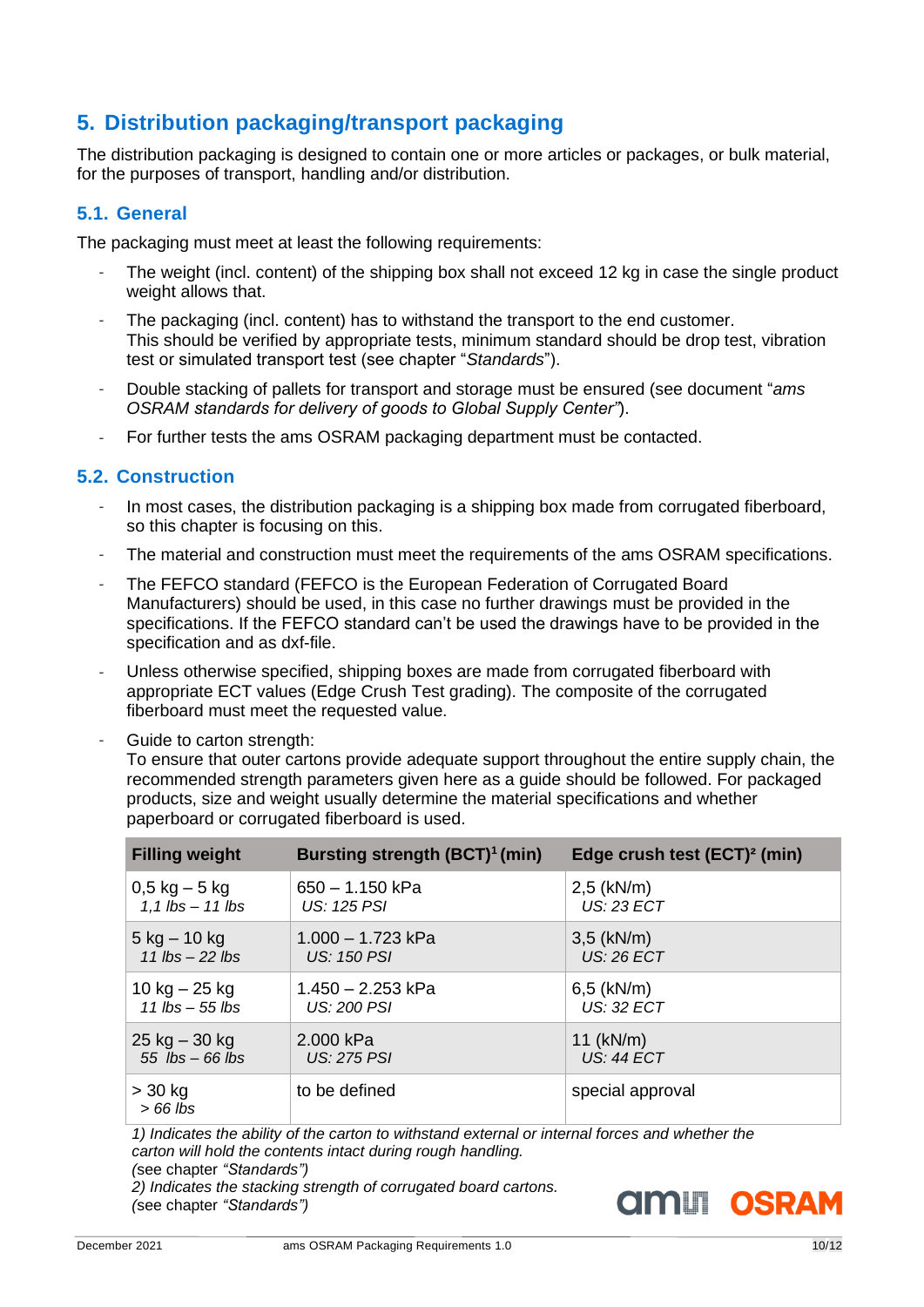## 5. Distribution packaging/transport packaging

The distribution packaging is designed to contain one or more articles or packages, or bulk material, for the purposes of transport, handling and/or distribution.

### 5.1. General

The packaging must meet at least the following requirements:

- The weight (incl. content) of the shipping box shall not exceed 12 kg in case the single product weight allows that.
- The packaging (incl. content) has to withstand the transport to the end customer.
  This should be verified by appropriate tests, minimum standard should be drop test, vibration test or simulated transport test (see chapter "*Standards*").
- Double stacking of pallets for transport and storage must be ensured (see document "*ams OSRAM standards for delivery of goods to Global Supply Center"*).
- For further tests the ams OSRAM packaging department must be contacted.

### 5.2. Construction

- In most cases, the distribution packaging is a shipping box made from corrugated fiberboard, so this chapter is focusing on this.
- The material and construction must meet the requirements of the ams OSRAM specifications.
- The FEFCO standard (FEFCO is the European Federation of Corrugated Board Manufacturers) should be used, in this case no further drawings must be provided in the specifications. If the FEFCO standard can't be used the drawings have to be provided in the specification and as dxf-file.
- Unless otherwise specified, shipping boxes are made from corrugated fiberboard with appropriate ECT values (Edge Crush Test grading). The composite of the corrugated fiberboard must meet the requested value.
- Guide to carton strength:
  To ensure that outer cartons provide adequate support throughout the entire supply chain, the recommended strength parameters given here as a guide should be followed. For packaged products, size and weight usually determine the material specifications and whether paperboard or corrugated fiberboard is used.

| Filling weight | Bursting strength (BCT)[1] (min) | Edge crush test (ECT)[2] (min) |
|---|---|---|
| 0,5 kg – 5 kg<br>*1,1 lbs – 11 lbs* | 650 – 1.150 kPa<br>*US: 125 PSI* | 2,5 (kN/m)<br>*US: 23 ECT* |
| 5 kg – 10 kg<br>*11 lbs – 22 lbs* | 1.000 – 1.723 kPa<br>*US: 150 PSI* | 3,5 (kN/m)<br>*US: 26 ECT* |
| 10 kg – 25 kg<br>*11 lbs – 55 lbs* | 1.450 – 2.253 kPa<br>*US: 200 PSI* | 6,5 (kN/m)<br>*US: 32 ECT* |
| 25 kg – 30 kg<br>*55 lbs – 66 lbs* | 2.000 kPa<br>*US: 275 PSI* | 11 (kN/m)<br>*US: 44 ECT* |
| > 30 kg<br>*> 66 lbs* | to be defined | special approval |

*1) Indicates the ability of the carton to withstand external or internal forces and whether the carton will hold the contents intact during rough handling.*
*(*see chapter *"Standards")*
*2) Indicates the stacking strength of corrugated board cartons.*
*(*see chapter *"Standards")*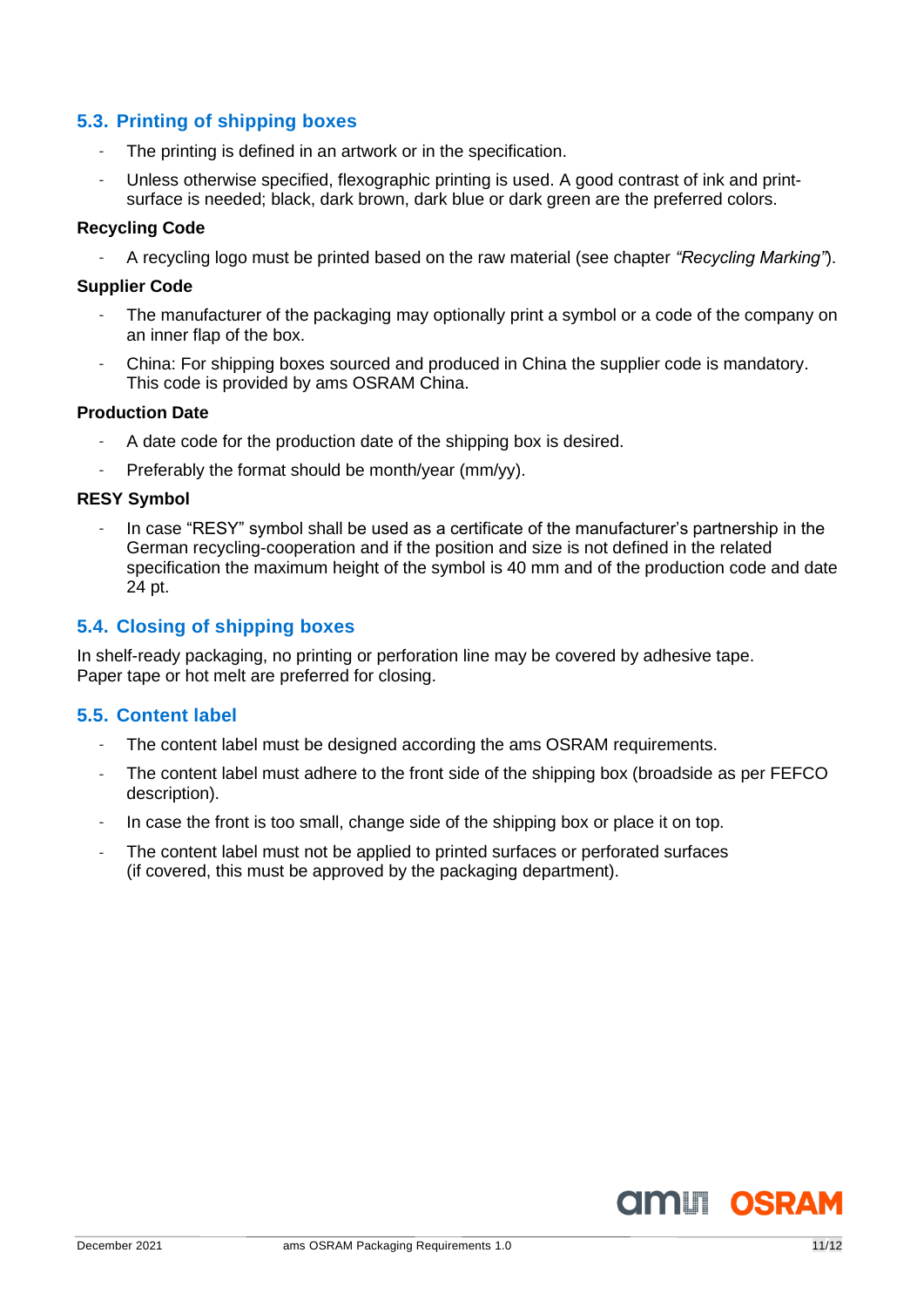## 5.3. Printing of shipping boxes

- The printing is defined in an artwork or in the specification.
- Unless otherwise specified, flexographic printing is used. A good contrast of ink and print-surface is needed; black, dark brown, dark blue or dark green are the preferred colors.

**Recycling Code**

- A recycling logo must be printed based on the raw material (see chapter *"Recycling Marking"*).

**Supplier Code**

- The manufacturer of the packaging may optionally print a symbol or a code of the company on an inner flap of the box.
- China: For shipping boxes sourced and produced in China the supplier code is mandatory. This code is provided by ams OSRAM China.

**Production Date**

- A date code for the production date of the shipping box is desired.
- Preferably the format should be month/year (mm/yy).

**RESY Symbol**

- In case "RESY" symbol shall be used as a certificate of the manufacturer's partnership in the German recycling-cooperation and if the position and size is not defined in the related specification the maximum height of the symbol is 40 mm and of the production code and date 24 pt.

## 5.4. Closing of shipping boxes

In shelf-ready packaging, no printing or perforation line may be covered by adhesive tape. Paper tape or hot melt are preferred for closing.

## 5.5. Content label

- The content label must be designed according the ams OSRAM requirements.
- The content label must adhere to the front side of the shipping box (broadside as per FEFCO description).
- In case the front is too small, change side of the shipping box or place it on top.
- The content label must not be applied to printed surfaces or perforated surfaces (if covered, this must be approved by the packaging department).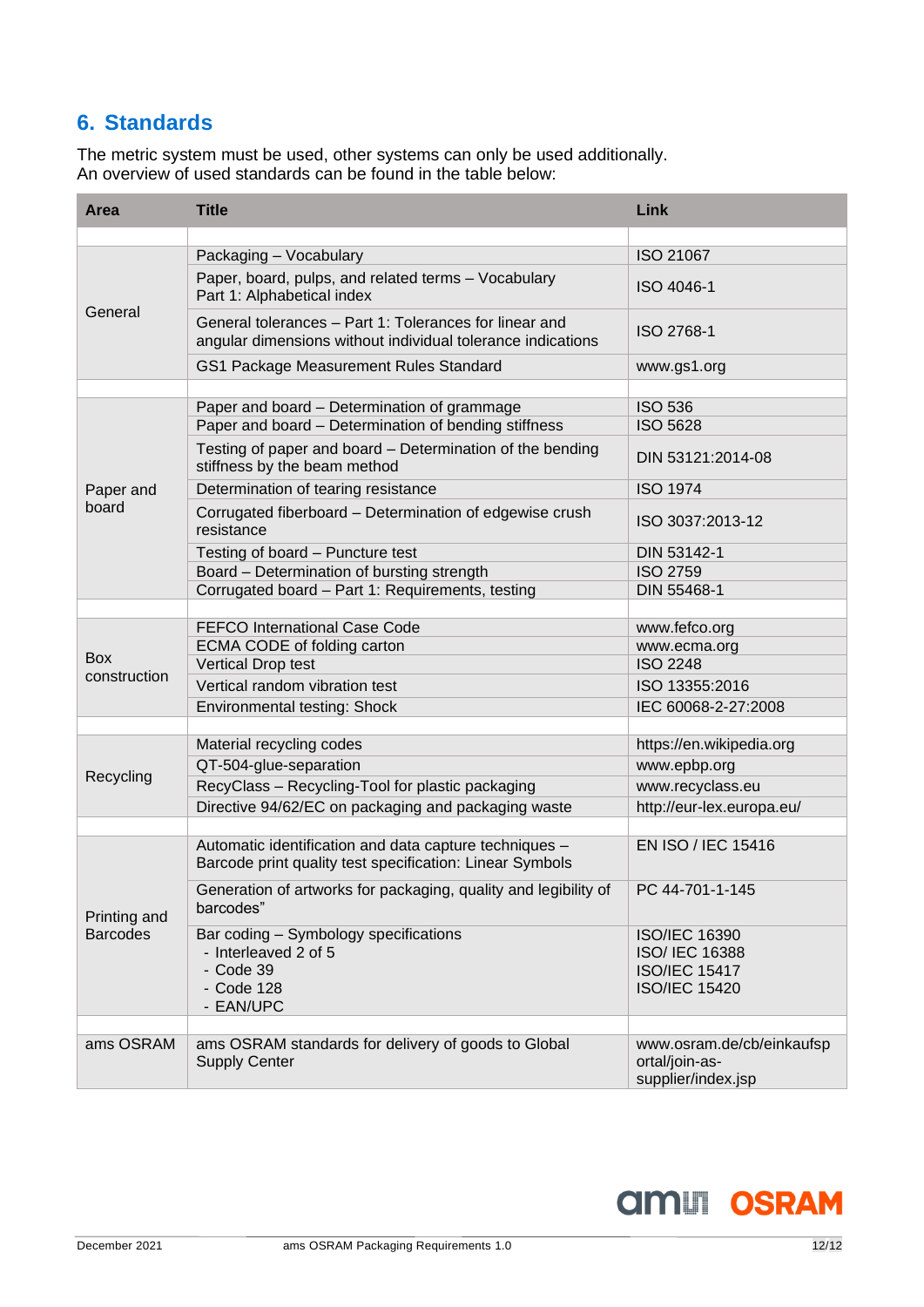## 6. Standards

The metric system must be used, other systems can only be used additionally.
An overview of used standards can be found in the table below:

| Area | Title | Link |
|---|---|---|
| General | Packaging – Vocabulary | ISO 21067 |
| | Paper, board, pulps, and related terms – Vocabulary Part 1: Alphabetical index | ISO 4046-1 |
| | General tolerances – Part 1: Tolerances for linear and angular dimensions without individual tolerance indications | ISO 2768-1 |
| | GS1 Package Measurement Rules Standard | www.gs1.org |
| Paper and board | Paper and board – Determination of grammage | ISO 536 |
| | Paper and board – Determination of bending stiffness | ISO 5628 |
| | Testing of paper and board – Determination of the bending stiffness by the beam method | DIN 53121:2014-08 |
| | Determination of tearing resistance | ISO 1974 |
| | Corrugated fiberboard – Determination of edgewise crush resistance | ISO 3037:2013-12 |
| | Testing of board – Puncture test | DIN 53142-1 |
| | Board – Determination of bursting strength | ISO 2759 |
| | Corrugated board – Part 1: Requirements, testing | DIN 55468-1 |
| Box construction | FEFCO International Case Code | www.fefco.org |
| | ECMA CODE of folding carton | www.ecma.org |
| | Vertical Drop test | ISO 2248 |
| | Vertical random vibration test | ISO 13355:2016 |
| | Environmental testing: Shock | IEC 60068-2-27:2008 |
| Recycling | Material recycling codes | https://en.wikipedia.org |
| | QT-504-glue-separation | www.epbp.org |
| | RecyClass – Recycling-Tool for plastic packaging | www.recyclass.eu |
| | Directive 94/62/EC on packaging and packaging waste | http://eur-lex.europa.eu/ |
| Printing and Barcodes | Automatic identification and data capture techniques – Barcode print quality test specification: Linear Symbols | EN ISO / IEC 15416 |
| | Generation of artworks for packaging, quality and legibility of barcodes" | PC 44-701-1-145 |
| | Bar coding – Symbology specifications<br>- Interleaved 2 of 5<br>- Code 39<br>- Code 128<br>- EAN/UPC | ISO/IEC 16390<br>ISO/ IEC 16388<br>ISO/IEC 15417<br>ISO/IEC 15420 |
| ams OSRAM | ams OSRAM standards for delivery of goods to Global Supply Center | www.osram.de/cb/einkaufsportal/join-as-supplier/index.jsp |